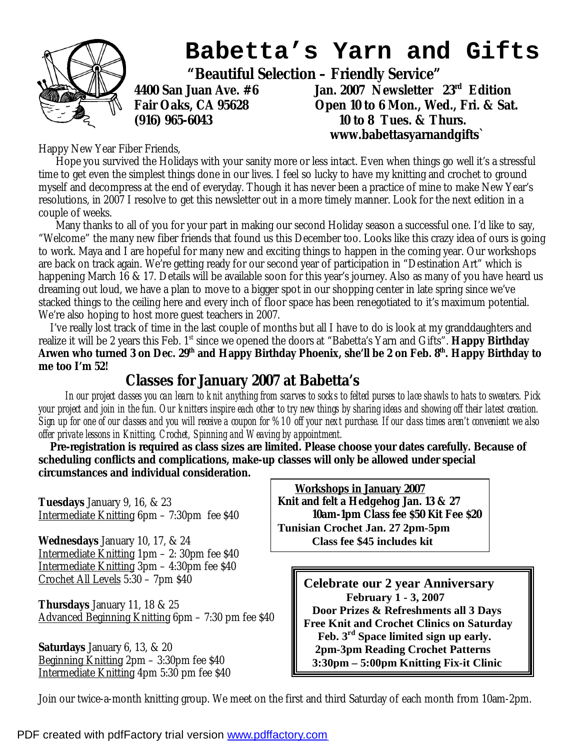# Babetta's Yarn and Gifts

**"Beautiful Selection – Friendly Service"**

**4400 San Juan Ave. #6**
**Fair Oaks, CA 95628**
**(916) 965-6043**

**Jan. 2007 Newsletter 23rd Edition**
**Open 10 to 6 Mon., Wed., Fri. & Sat.**
**10 to 8 Tues. & Thurs.**
**www.babettasyarnandgifts`**

Happy New Year Fiber Friends,

Hope you survived the Holidays with your sanity more or less intact. Even when things go well it's a stressful time to get even the simplest things done in our lives. I feel so lucky to have my knitting and crochet to ground myself and decompress at the end of everyday. Though it has never been a practice of mine to make New Year's resolutions, in 2007 I resolve to get this newsletter out in a more timely manner. Look for the next edition in a couple of weeks.

Many thanks to all of you for your part in making our second Holiday season a successful one. I'd like to say, "Welcome" the many new fiber friends that found us this December too. Looks like this crazy idea of ours is going to work. Maya and I are hopeful for many new and exciting things to happen in the coming year. Our workshops are back on track again. We're getting ready for our second year of participation in "Destination Art" which is happening March 16 & 17. Details will be available soon for this year's journey. Also as many of you have heard us dreaming out loud, we have a plan to move to a bigger spot in our shopping center in late spring since we've stacked things to the ceiling here and every inch of floor space has been renegotiated to it's maximum potential. We're also hoping to host more guest teachers in 2007.

I've really lost track of time in the last couple of months but all I have to do is look at my granddaughters and realize it will be 2 years this Feb. 1st since we opened the doors at "Babetta's Yarn and Gifts". **Happy Birthday Arwen who turned 3 on Dec. 29th and Happy Birthday Phoenix, she'll be 2 on Feb. 8th. Happy Birthday to me too I'm 52!**

## Classes for January 2007 at Babetta's

*In our project classes you can learn to knit anything from scarves to socks to felted purses to lace shawls to hats to sweaters. Pick your project and join in the fun. Our knitters inspire each other to try new things by sharing ideas and showing off their latest creation. Sign up for one of our classes and you will receive a coupon for %10 off your next purchase. If our class times aren't convenient we also offer private lessons in Knitting, Crochet, Spinning and Weaving by appointment.*

**Pre-registration is required as class sizes are limited. Please choose your dates carefully. Because of scheduling conflicts and complications, make-up classes will only be allowed under special circumstances and individual consideration.**

**Tuesdays** January 9, 16, & 23
Intermediate Knitting 6pm – 7:30pm fee $40

**Wednesdays** January 10, 17, & 24
Intermediate Knitting 1pm – 2: 30pm fee $40
Intermediate Knitting 3pm – 4:30pm fee $40
Crochet All Levels 5:30 – 7pm $40

**Thursdays** January 11, 18 & 25
Advanced Beginning Knitting 6pm – 7:30 pm fee $40

**Saturdays** January 6, 13, & 20
Beginning Knitting 2pm – 3:30pm fee $40
Intermediate Knitting 4pm 5:30 pm fee $40

**Workshops in January 2007**
**Knit and felt a Hedgehog Jan. 13 & 27**
**10am-1pm Class fee $50 Kit Fee $20**
**Tunisian Crochet Jan. 27 2pm-5pm**
**Class fee $45 includes kit**

**Celebrate our 2 year Anniversary**
**February 1 - 3, 2007**
**Door Prizes & Refreshments all 3 Days**
**Free Knit and Crochet Clinics on Saturday Feb. 3rd Space limited sign up early.**
**2pm-3pm Reading Crochet Patterns**
**3:30pm – 5:00pm Knitting Fix-it Clinic**

Join our twice-a-month knitting group. We meet on the first and third Saturday of each month from 10am-2pm.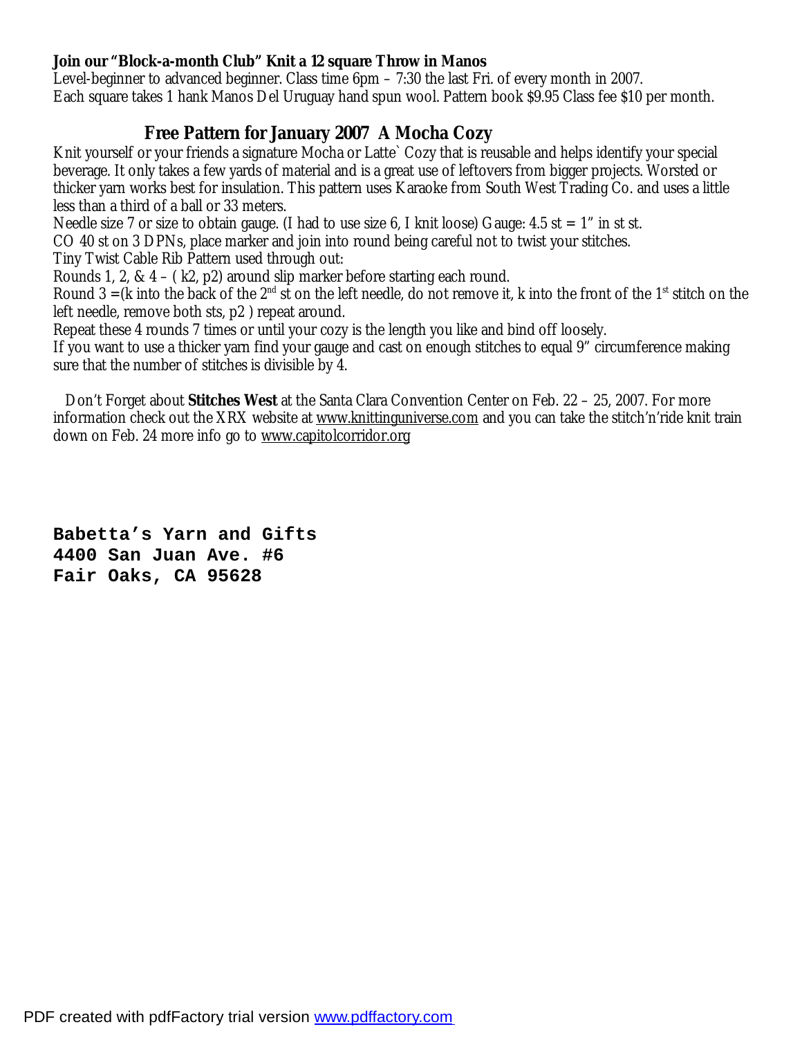**Join our "Block-a-month Club" Knit a 12 square Throw in Manos**
Level-beginner to advanced beginner. Class time 6pm – 7:30 the last Fri. of every month in 2007.
Each square takes 1 hank Manos Del Uruguay hand spun wool. Pattern book $9.95 Class fee $10 per month.

## Free Pattern for January 2007 A Mocha Cozy

Knit yourself or your friends a signature Mocha or Latte` Cozy that is reusable and helps identify your special beverage. It only takes a few yards of material and is a great use of leftovers from bigger projects. Worsted or thicker yarn works best for insulation. This pattern uses Karaoke from South West Trading Co. and uses a little less than a third of a ball or 33 meters.

Needle size 7 or size to obtain gauge. (I had to use size 6, I knit loose) Gauge: 4.5 st = 1" in st st.

CO 40 st on 3 DPNs, place marker and join into round being careful not to twist your stitches.

Tiny Twist Cable Rib Pattern used through out:

Rounds 1, 2, & 4 – ( k2, p2) around slip marker before starting each round.

Round 3 =(k into the back of the 2nd st on the left needle, do not remove it, k into the front of the 1st stitch on the left needle, remove both sts, p2 ) repeat around.

Repeat these 4 rounds 7 times or until your cozy is the length you like and bind off loosely.

If you want to use a thicker yarn find your gauge and cast on enough stitches to equal 9" circumference making sure that the number of stitches is divisible by 4.

Don't Forget about **Stitches West** at the Santa Clara Convention Center on Feb. 22 – 25, 2007. For more information check out the XRX website at www.knittinguniverse.com and you can take the stitch'n'ride knit train down on Feb. 24 more info go to www.capitolcorridor.org

**Babetta's Yarn and Gifts**
**4400 San Juan Ave. #6**
**Fair Oaks, CA 95628**

PDF created with pdfFactory trial version www.pdffactory.com